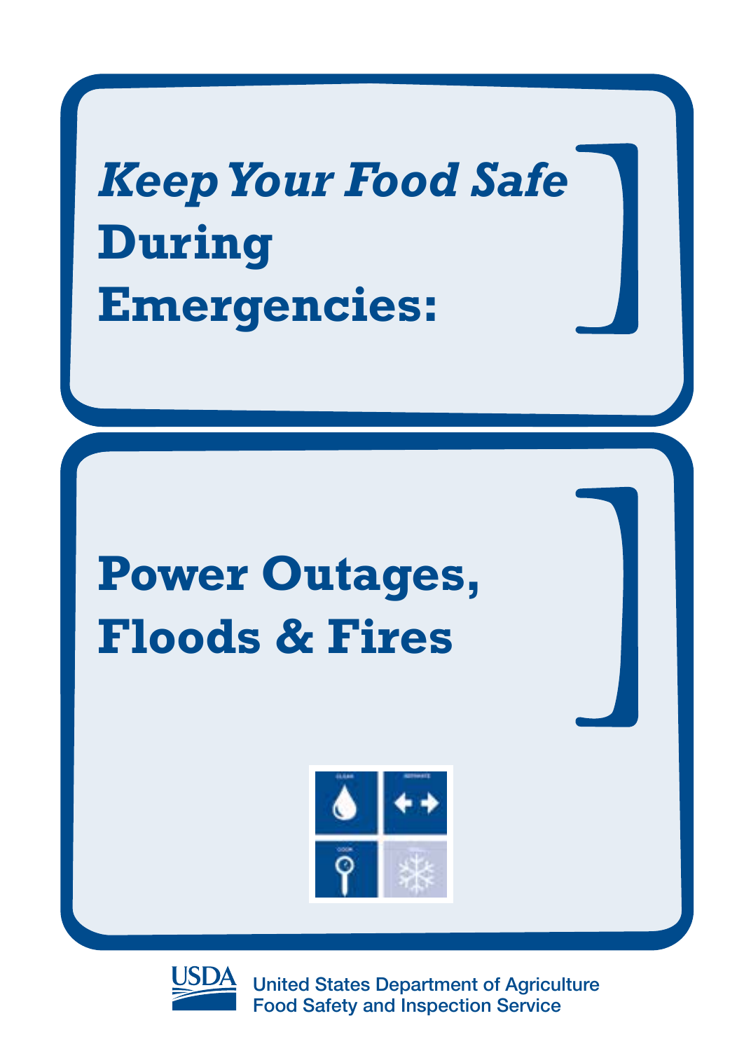# *Keep Your Food Safe* During Emergencies:

## Power Outages, Floods & Fires

United States Department of Agriculture
Food Safety and Inspection Service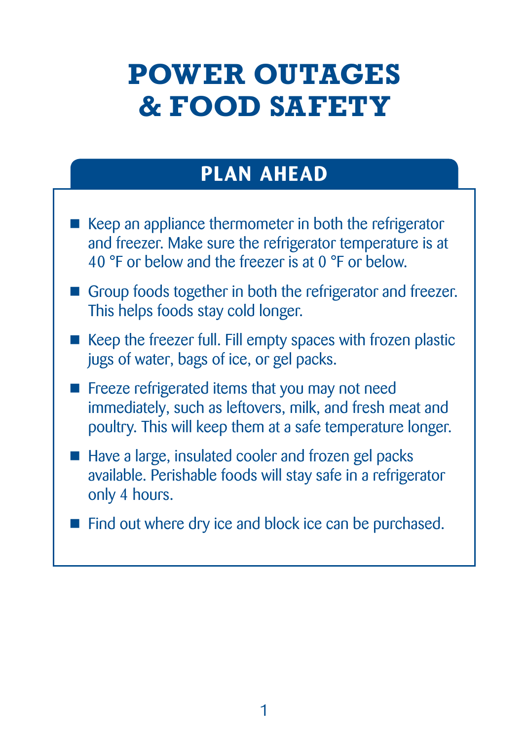# POWER OUTAGES & FOOD SAFETY

## PLAN AHEAD

- Keep an appliance thermometer in both the refrigerator and freezer. Make sure the refrigerator temperature is at 40 °F or below and the freezer is at 0 °F or below.
- Group foods together in both the refrigerator and freezer. This helps foods stay cold longer.
- Keep the freezer full. Fill empty spaces with frozen plastic jugs of water, bags of ice, or gel packs.
- Freeze refrigerated items that you may not need immediately, such as leftovers, milk, and fresh meat and poultry. This will keep them at a safe temperature longer.
- Have a large, insulated cooler and frozen gel packs available. Perishable foods will stay safe in a refrigerator only 4 hours.
- Find out where dry ice and block ice can be purchased.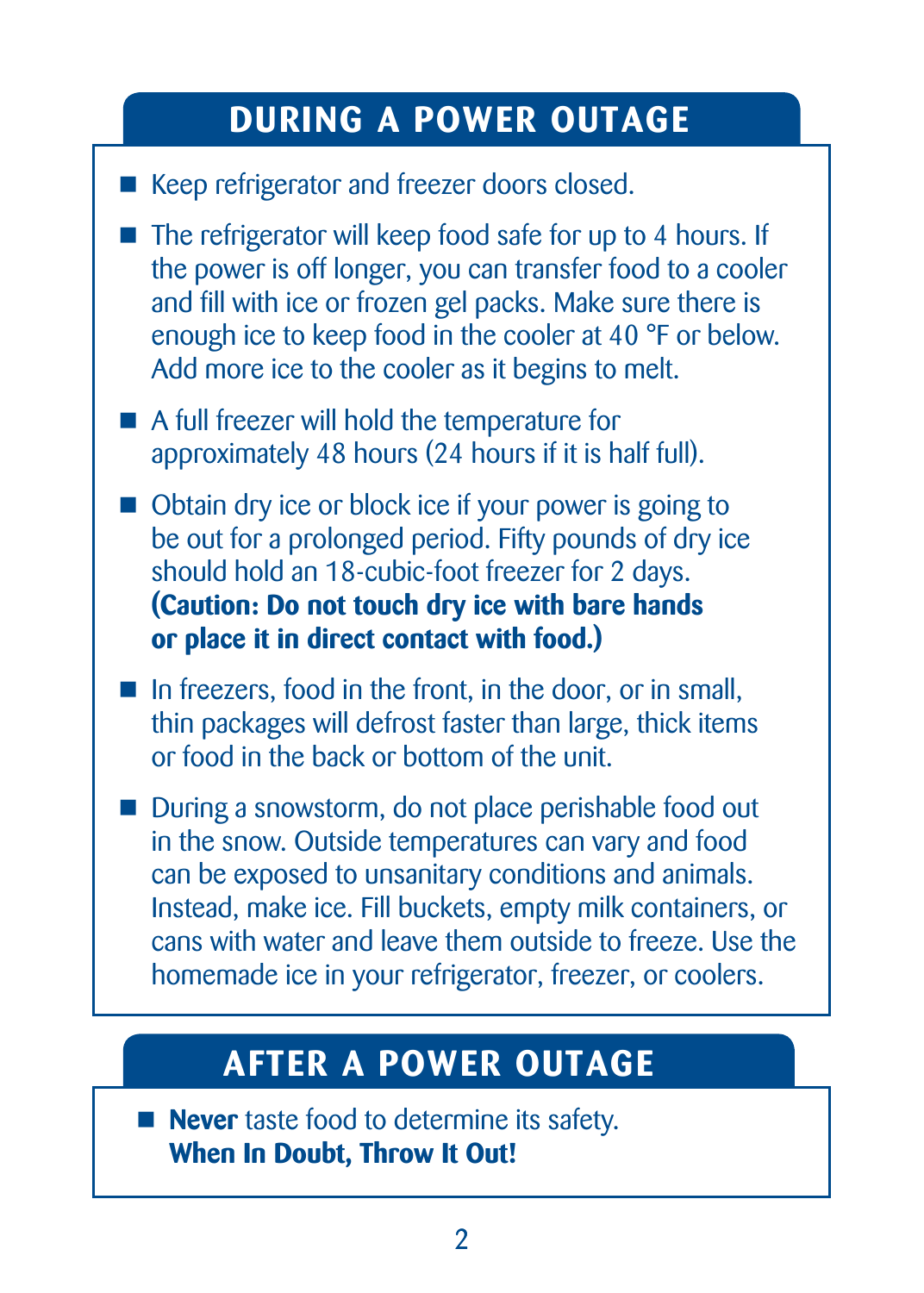## DURING A POWER OUTAGE

- Keep refrigerator and freezer doors closed.
- The refrigerator will keep food safe for up to 4 hours. If the power is off longer, you can transfer food to a cooler and fill with ice or frozen gel packs. Make sure there is enough ice to keep food in the cooler at 40 °F or below. Add more ice to the cooler as it begins to melt.
- A full freezer will hold the temperature for approximately 48 hours (24 hours if it is half full).
- Obtain dry ice or block ice if your power is going to be out for a prolonged period. Fifty pounds of dry ice should hold an 18-cubic-foot freezer for 2 days. **(Caution: Do not touch dry ice with bare hands or place it in direct contact with food.)**
- In freezers, food in the front, in the door, or in small, thin packages will defrost faster than large, thick items or food in the back or bottom of the unit.
- During a snowstorm, do not place perishable food out in the snow. Outside temperatures can vary and food can be exposed to unsanitary conditions and animals. Instead, make ice. Fill buckets, empty milk containers, or cans with water and leave them outside to freeze. Use the homemade ice in your refrigerator, freezer, or coolers.

## AFTER A POWER OUTAGE

- **Never** taste food to determine its safety. **When In Doubt, Throw It Out!**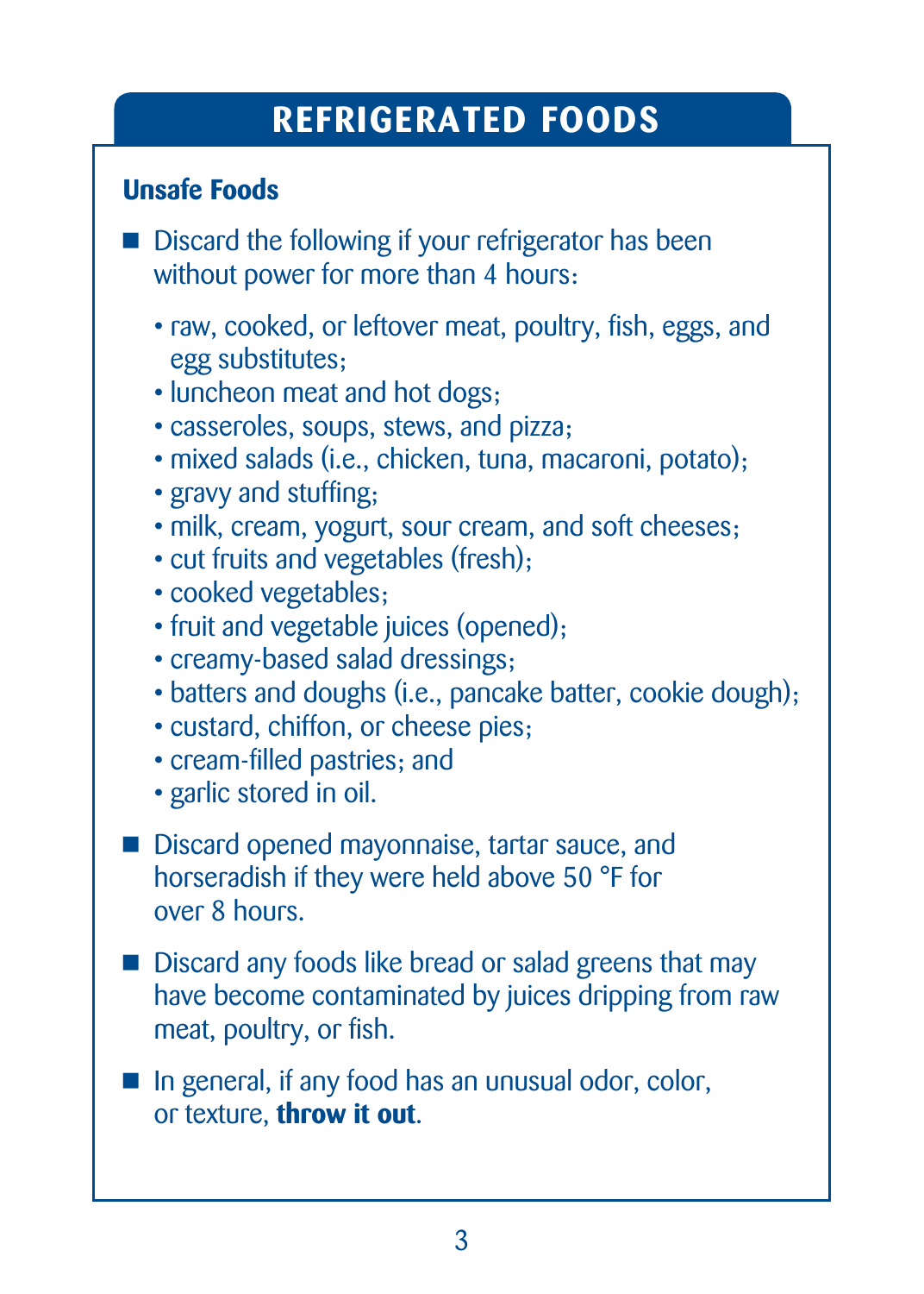# REFRIGERATED FOODS

## Unsafe Foods

- Discard the following if your refrigerator has been without power for more than 4 hours:
  - raw, cooked, or leftover meat, poultry, fish, eggs, and egg substitutes;
  - luncheon meat and hot dogs;
  - casseroles, soups, stews, and pizza;
  - mixed salads (i.e., chicken, tuna, macaroni, potato);
  - gravy and stuffing;
  - milk, cream, yogurt, sour cream, and soft cheeses;
  - cut fruits and vegetables (fresh);
  - cooked vegetables;
  - fruit and vegetable juices (opened);
  - creamy-based salad dressings;
  - batters and doughs (i.e., pancake batter, cookie dough);
  - custard, chiffon, or cheese pies;
  - cream-filled pastries; and
  - garlic stored in oil.
- Discard opened mayonnaise, tartar sauce, and horseradish if they were held above 50 °F for over 8 hours.
- Discard any foods like bread or salad greens that may have become contaminated by juices dripping from raw meat, poultry, or fish.
- In general, if any food has an unusual odor, color, or texture, **throw it out**.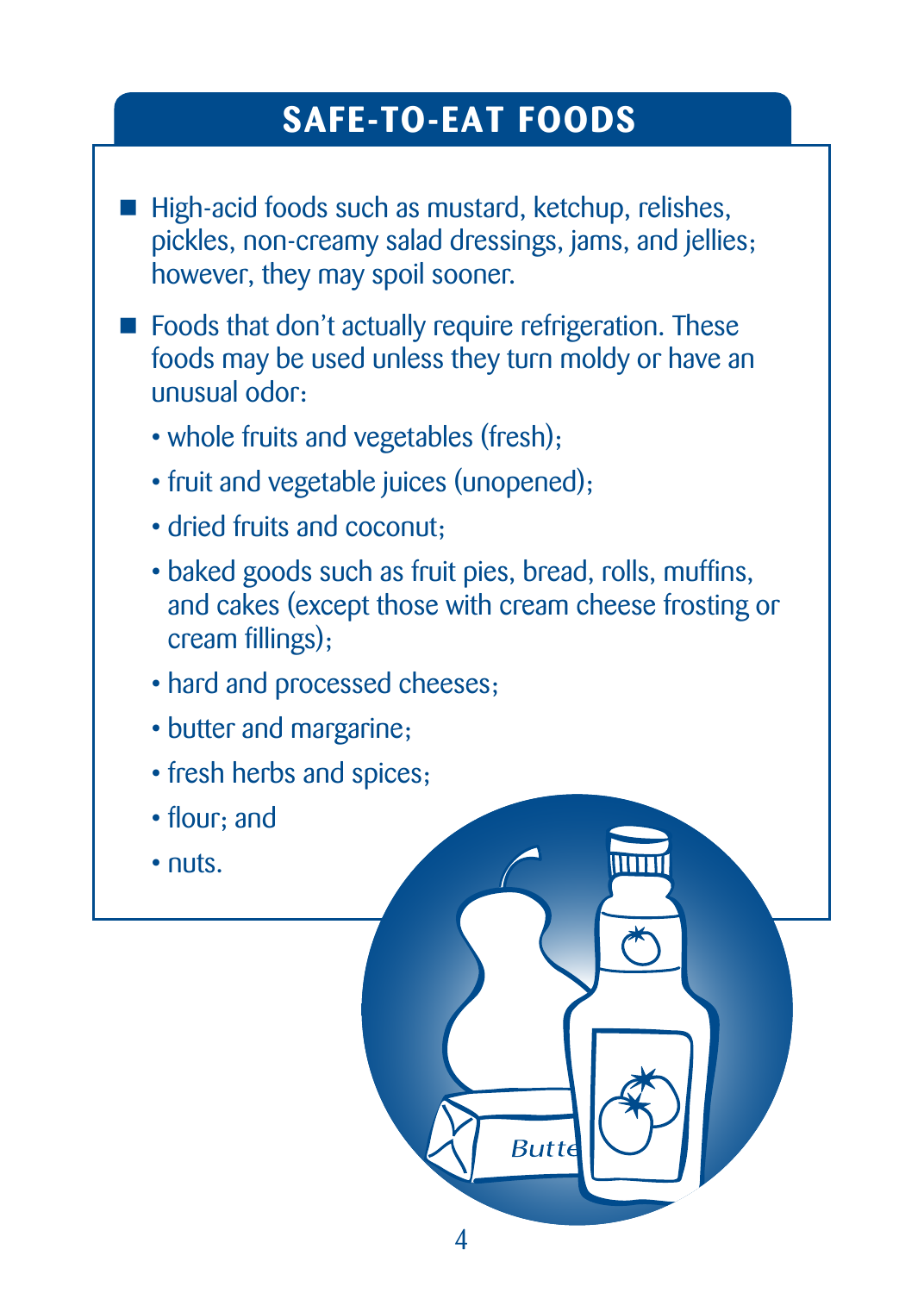## SAFE-TO-EAT FOODS

- High-acid foods such as mustard, ketchup, relishes, pickles, non-creamy salad dressings, jams, and jellies; however, they may spoil sooner.
- Foods that don't actually require refrigeration. These foods may be used unless they turn moldy or have an unusual odor:
  - whole fruits and vegetables (fresh);
  - fruit and vegetable juices (unopened);
  - dried fruits and coconut;
  - baked goods such as fruit pies, bread, rolls, muffins, and cakes (except those with cream cheese frosting or cream fillings);
  - hard and processed cheeses;
  - butter and margarine;
  - fresh herbs and spices;
  - flour; and
  - nuts.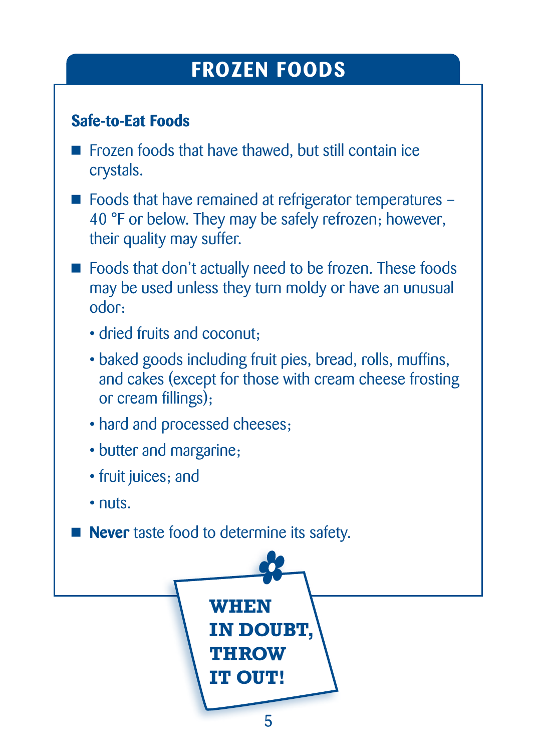# FROZEN FOODS

### Safe-to-Eat Foods

- Frozen foods that have thawed, but still contain ice crystals.
- Foods that have remained at refrigerator temperatures – 40 °F or below. They may be safely refrozen; however, their quality may suffer.
- Foods that don't actually need to be frozen. These foods may be used unless they turn moldy or have an unusual odor:
  - dried fruits and coconut;
  - baked goods including fruit pies, bread, rolls, muffins, and cakes (except for those with cream cheese frosting or cream fillings);
  - hard and processed cheeses;
  - butter and margarine;
  - fruit juices; and
  - nuts.
- **Never** taste food to determine its safety.

**WHEN IN DOUBT, THROW IT OUT!**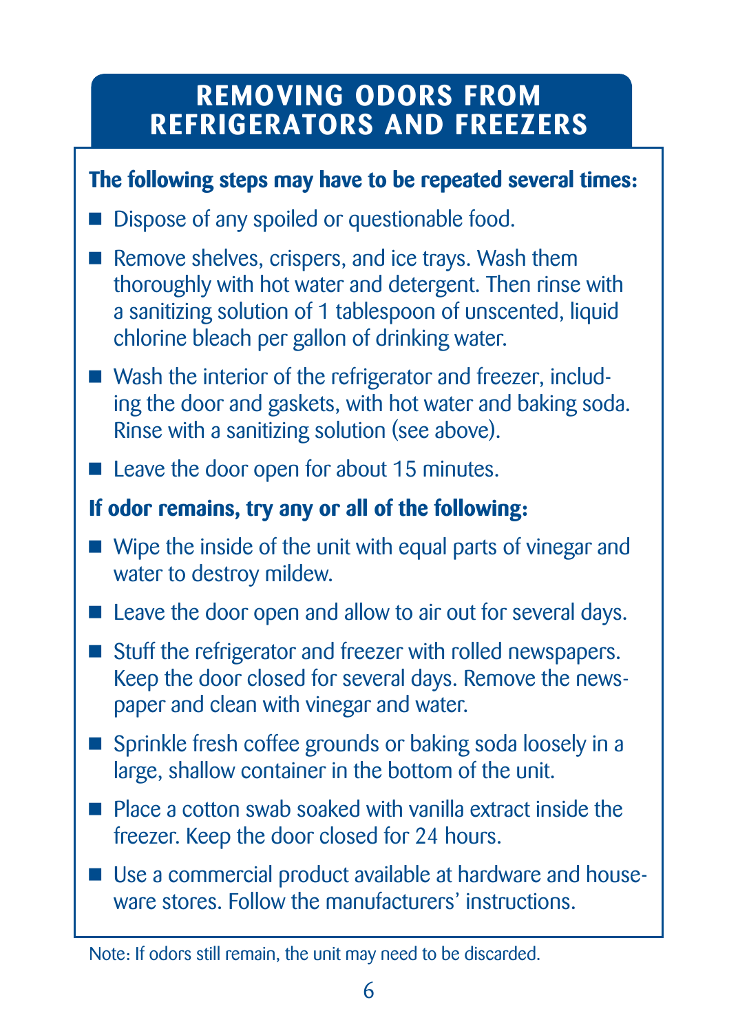## REMOVING ODORS FROM REFRIGERATORS AND FREEZERS

**The following steps may have to be repeated several times:**

- Dispose of any spoiled or questionable food.
- Remove shelves, crispers, and ice trays. Wash them thoroughly with hot water and detergent. Then rinse with a sanitizing solution of 1 tablespoon of unscented, liquid chlorine bleach per gallon of drinking water.
- Wash the interior of the refrigerator and freezer, including the door and gaskets, with hot water and baking soda. Rinse with a sanitizing solution (see above).
- Leave the door open for about 15 minutes.

**If odor remains, try any or all of the following:**

- Wipe the inside of the unit with equal parts of vinegar and water to destroy mildew.
- Leave the door open and allow to air out for several days.
- Stuff the refrigerator and freezer with rolled newspapers. Keep the door closed for several days. Remove the newspaper and clean with vinegar and water.
- Sprinkle fresh coffee grounds or baking soda loosely in a large, shallow container in the bottom of the unit.
- Place a cotton swab soaked with vanilla extract inside the freezer. Keep the door closed for 24 hours.
- Use a commercial product available at hardware and houseware stores. Follow the manufacturers' instructions.

Note: If odors still remain, the unit may need to be discarded.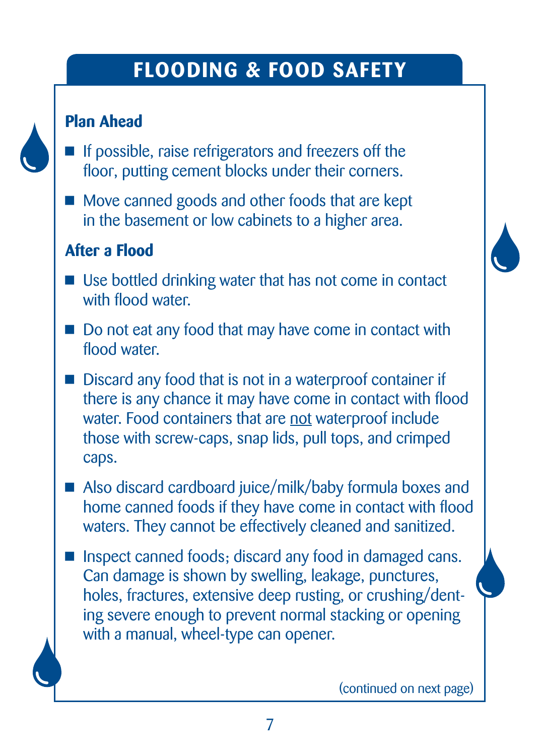# FLOODING & FOOD SAFETY

## Plan Ahead

- If possible, raise refrigerators and freezers off the floor, putting cement blocks under their corners.
- Move canned goods and other foods that are kept in the basement or low cabinets to a higher area.

## After a Flood

- Use bottled drinking water that has not come in contact with flood water.
- Do not eat any food that may have come in contact with flood water.
- Discard any food that is not in a waterproof container if there is any chance it may have come in contact with flood water. Food containers that are <u>not</u> waterproof include those with screw-caps, snap lids, pull tops, and crimped caps.
- Also discard cardboard juice/milk/baby formula boxes and home canned foods if they have come in contact with flood waters. They cannot be effectively cleaned and sanitized.
- Inspect canned foods; discard any food in damaged cans. Can damage is shown by swelling, leakage, punctures, holes, fractures, extensive deep rusting, or crushing/denting severe enough to prevent normal stacking or opening with a manual, wheel-type can opener.

(continued on next page)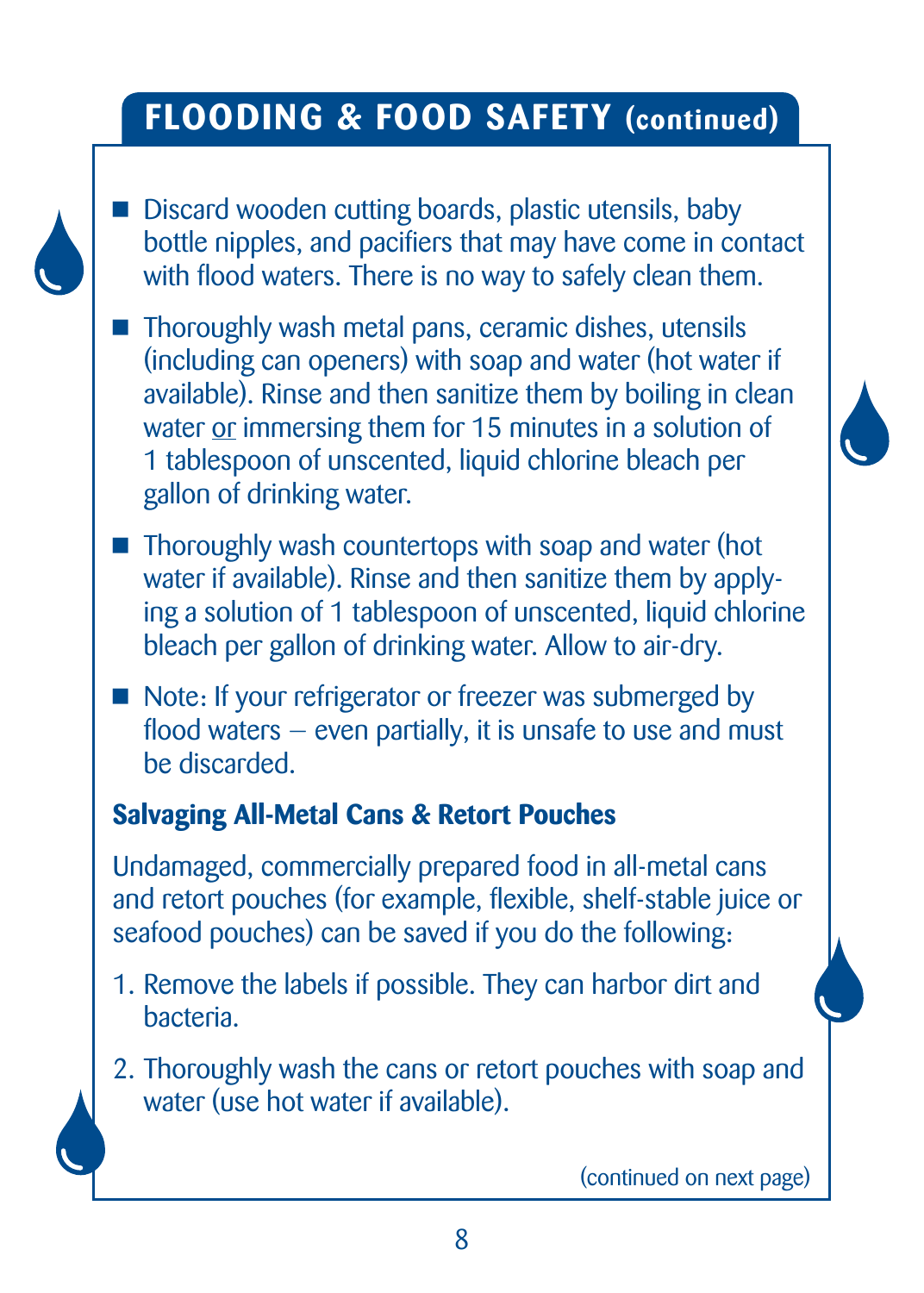## FLOODING & FOOD SAFETY (continued)

- Discard wooden cutting boards, plastic utensils, baby bottle nipples, and pacifiers that may have come in contact with flood waters. There is no way to safely clean them.
- Thoroughly wash metal pans, ceramic dishes, utensils (including can openers) with soap and water (hot water if available). Rinse and then sanitize them by boiling in clean water or immersing them for 15 minutes in a solution of 1 tablespoon of unscented, liquid chlorine bleach per gallon of drinking water.
- Thoroughly wash countertops with soap and water (hot water if available). Rinse and then sanitize them by applying a solution of 1 tablespoon of unscented, liquid chlorine bleach per gallon of drinking water. Allow to air-dry.
- Note: If your refrigerator or freezer was submerged by flood waters – even partially, it is unsafe to use and must be discarded.

### Salvaging All-Metal Cans & Retort Pouches

Undamaged, commercially prepared food in all-metal cans and retort pouches (for example, flexible, shelf-stable juice or seafood pouches) can be saved if you do the following:

1. Remove the labels if possible. They can harbor dirt and bacteria.
2. Thoroughly wash the cans or retort pouches with soap and water (use hot water if available).

(continued on next page)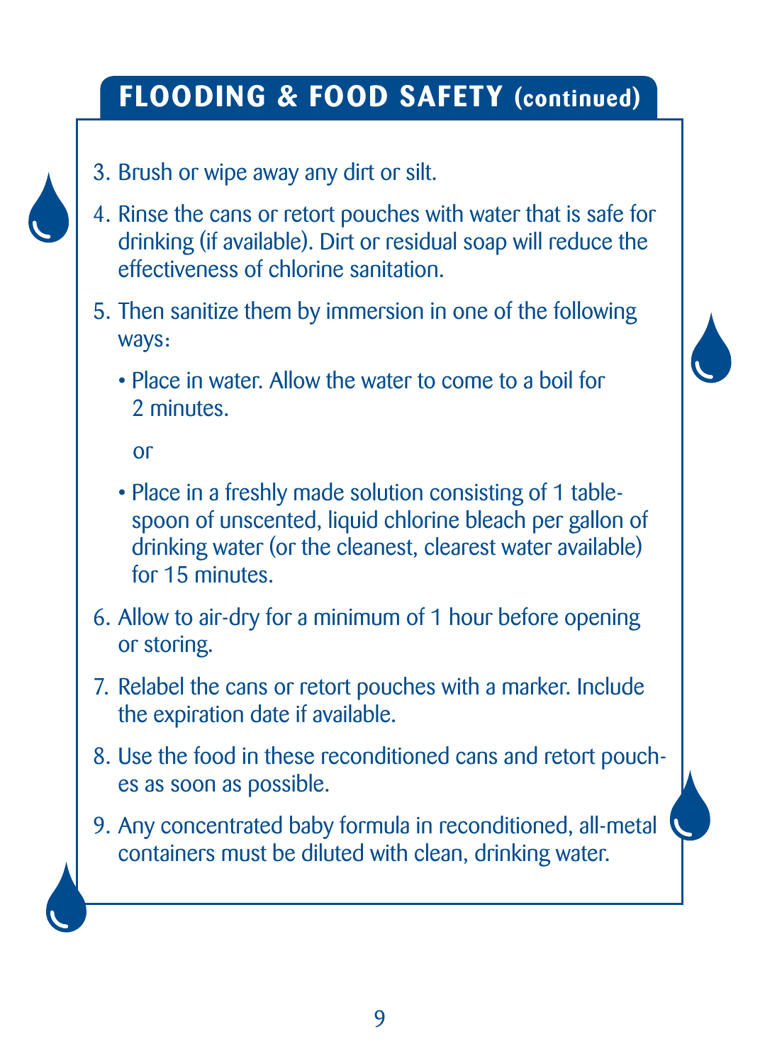## FLOODING & FOOD SAFETY (continued)

3. Brush or wipe away any dirt or silt.
4. Rinse the cans or retort pouches with water that is safe for drinking (if available). Dirt or residual soap will reduce the effectiveness of chlorine sanitation.
5. Then sanitize them by immersion in one of the following ways:
   - Place in water. Allow the water to come to a boil for 2 minutes.

     or

   - Place in a freshly made solution consisting of 1 tablespoon of unscented, liquid chlorine bleach per gallon of drinking water (or the cleanest, clearest water available) for 15 minutes.
6. Allow to air-dry for a minimum of 1 hour before opening or storing.
7. Relabel the cans or retort pouches with a marker. Include the expiration date if available.
8. Use the food in these reconditioned cans and retort pouches as soon as possible.
9. Any concentrated baby formula in reconditioned, all-metal containers must be diluted with clean, drinking water.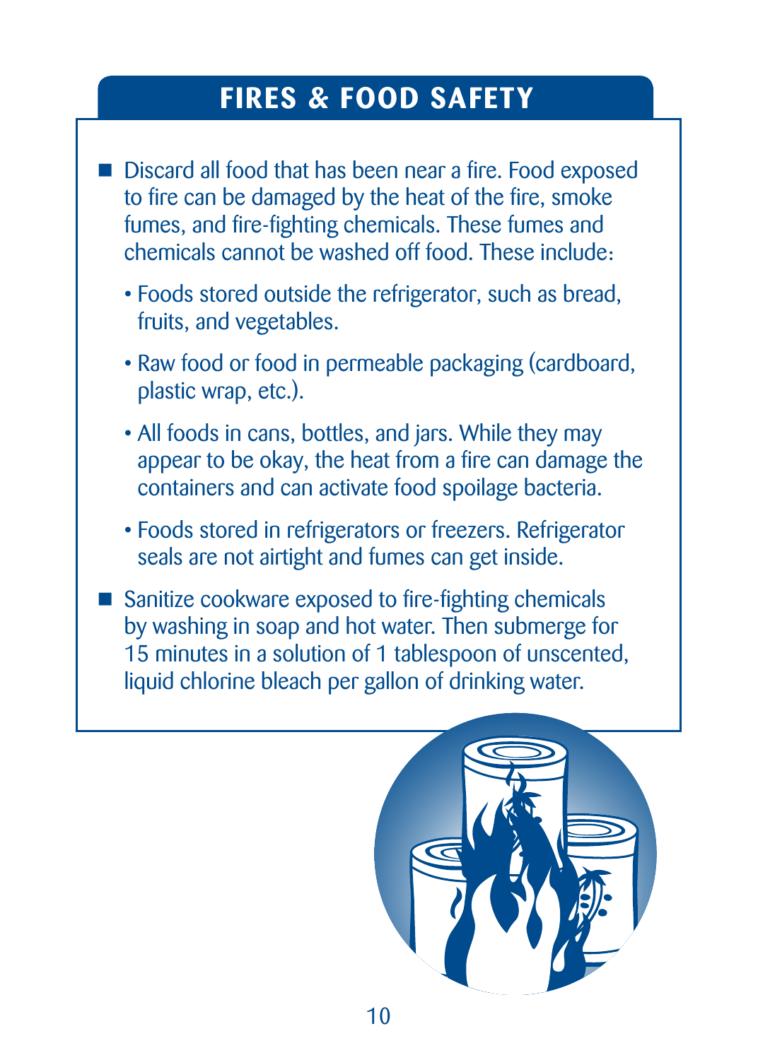## FIRES & FOOD SAFETY

- Discard all food that has been near a fire. Food exposed to fire can be damaged by the heat of the fire, smoke fumes, and fire-fighting chemicals. These fumes and chemicals cannot be washed off food. These include:
  - Foods stored outside the refrigerator, such as bread, fruits, and vegetables.
  - Raw food or food in permeable packaging (cardboard, plastic wrap, etc.).
  - All foods in cans, bottles, and jars. While they may appear to be okay, the heat from a fire can damage the containers and can activate food spoilage bacteria.
  - Foods stored in refrigerators or freezers. Refrigerator seals are not airtight and fumes can get inside.
- Sanitize cookware exposed to fire-fighting chemicals by washing in soap and hot water. Then submerge for 15 minutes in a solution of 1 tablespoon of unscented, liquid chlorine bleach per gallon of drinking water.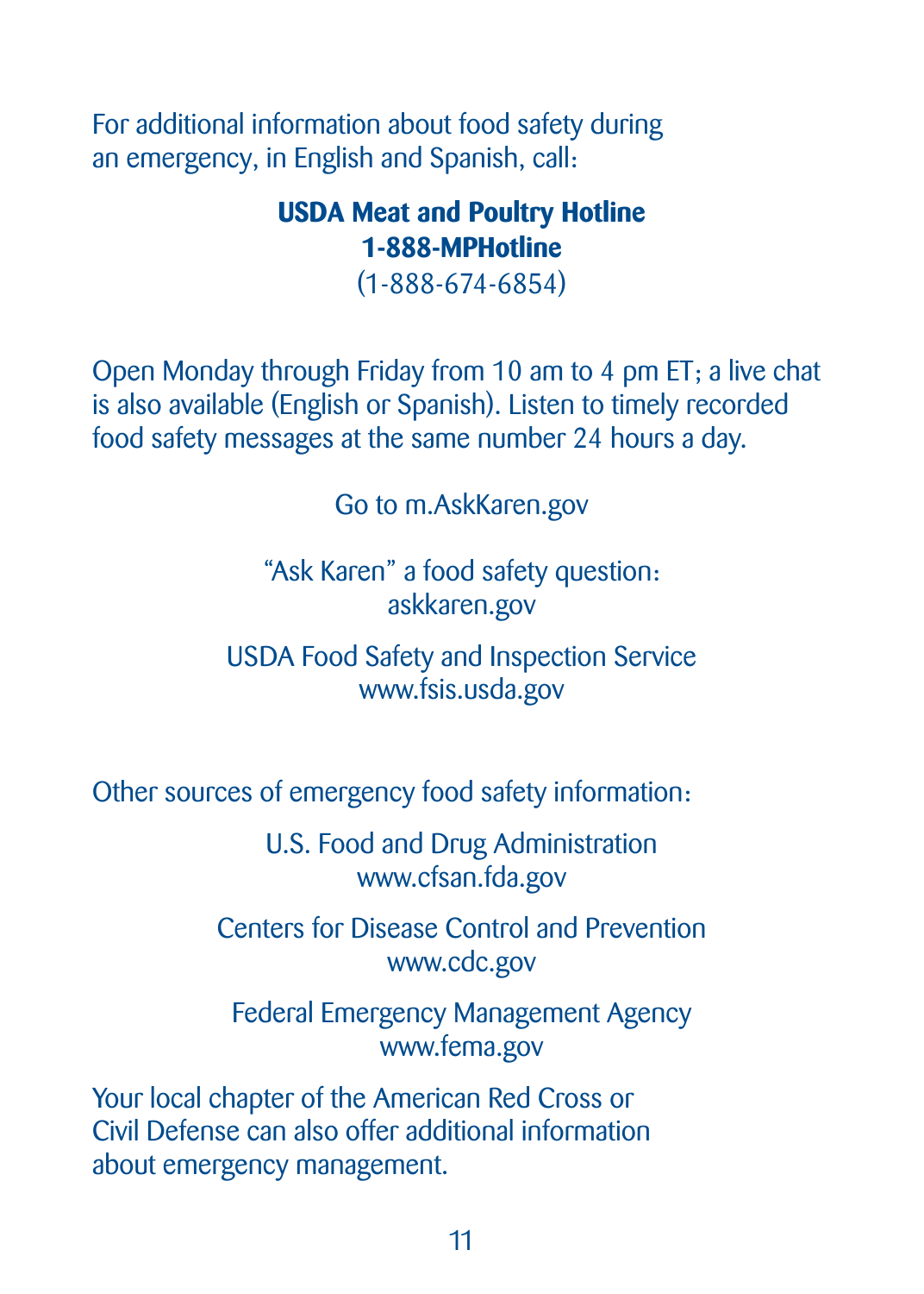For additional information about food safety during an emergency, in English and Spanish, call:

**USDA Meat and Poultry Hotline**
**1-888-MPHotline**
(1-888-674-6854)

Open Monday through Friday from 10 am to 4 pm ET; a live chat is also available (English or Spanish). Listen to timely recorded food safety messages at the same number 24 hours a day.

Go to m.AskKaren.gov

"Ask Karen" a food safety question:
askkaren.gov

USDA Food Safety and Inspection Service
www.fsis.usda.gov

Other sources of emergency food safety information:

U.S. Food and Drug Administration
www.cfsan.fda.gov

Centers for Disease Control and Prevention
www.cdc.gov

Federal Emergency Management Agency
www.fema.gov

Your local chapter of the American Red Cross or Civil Defense can also offer additional information about emergency management.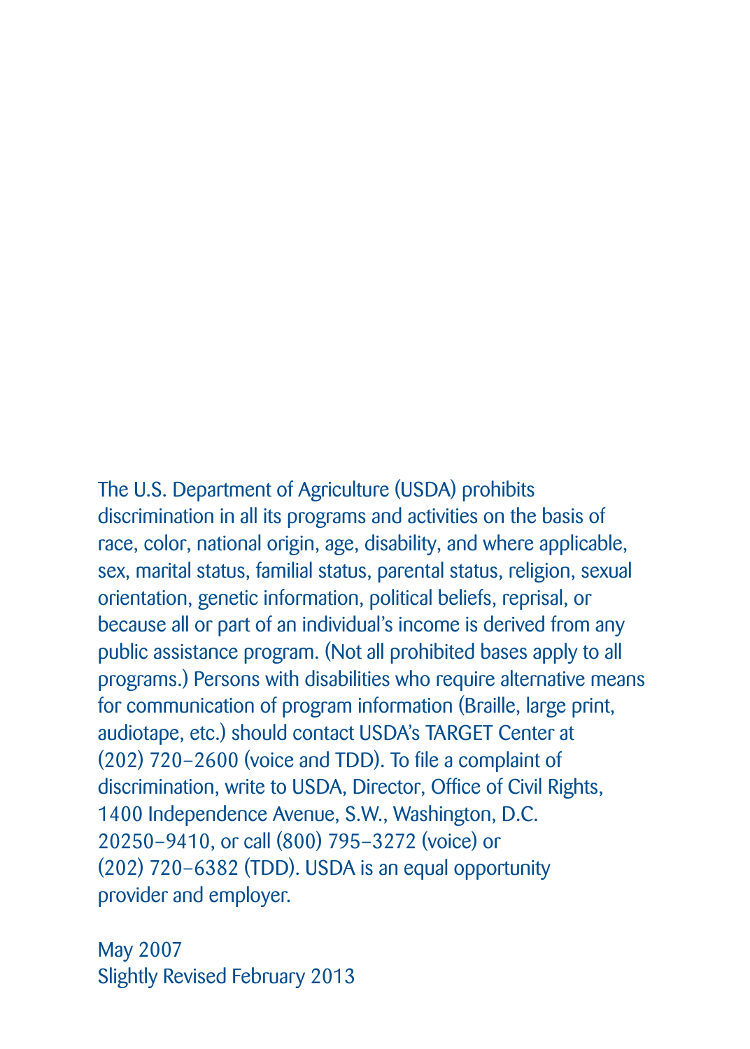The U.S. Department of Agriculture (USDA) prohibits discrimination in all its programs and activities on the basis of race, color, national origin, age, disability, and where applicable, sex, marital status, familial status, parental status, religion, sexual orientation, genetic information, political beliefs, reprisal, or because all or part of an individual's income is derived from any public assistance program. (Not all prohibited bases apply to all programs.) Persons with disabilities who require alternative means for communication of program information (Braille, large print, audiotape, etc.) should contact USDA's TARGET Center at (202) 720–2600 (voice and TDD). To file a complaint of discrimination, write to USDA, Director, Office of Civil Rights, 1400 Independence Avenue, S.W., Washington, D.C. 20250–9410, or call (800) 795–3272 (voice) or (202) 720–6382 (TDD). USDA is an equal opportunity provider and employer.

May 2007
Slightly Revised February 2013